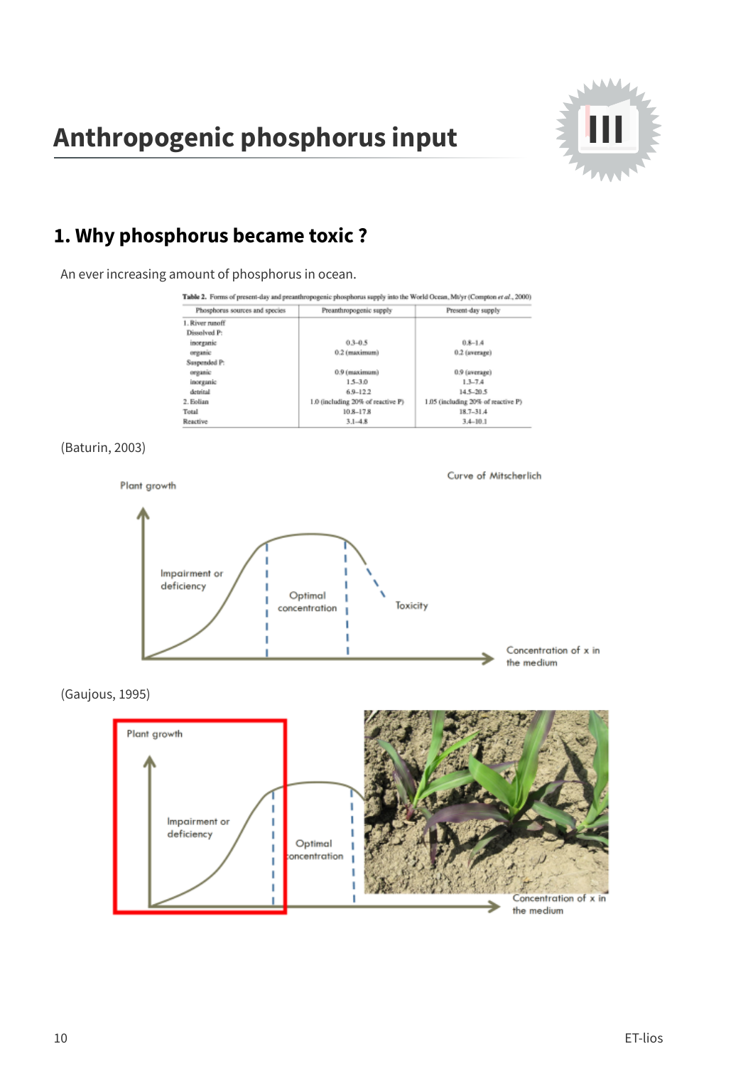# Anthropogenic phosphorus input

## 1. Why phosphorus became toxic ?

An ever increasing amount of phosphorus in ocean.

**Table 2.** Forms of present-day and preanthropogenic phosphorus supply into the World Ocean, Mt/yr (Compton *et al.*, 2000)

| Phosphorus sources and species | Preanthropogenic supply | Present-day supply |
|---|---|---|
| 1. River runoff | | |
| Dissolved P: | | |
| inorganic | 0.3–0.5 | 0.8–1.4 |
| organic | 0.2 (maximum) | 0.2 (average) |
| Suspended P: | | |
| organic | 0.9 (maximum) | 0.9 (average) |
| inorganic | 1.5–3.0 | 1.3–7.4 |
| detrital | 6.9–12.2 | 14.5–20.5 |
| 2. Eolian | 1.0 (including 20% of reactive P) | 1.05 (including 20% of reactive P) |
| Total | 10.8–17.8 | 18.7–31.4 |
| Reactive | 3.1–4.8 | 3.4–10.1 |

(Baturin, 2003)

Curve of Mitscherlich

Plant growth — Impairment or deficiency — Optimal concentration — Toxicity — Concentration of x in the medium

(Gaujous, 1995)

Plant growth — Impairment or deficiency — Optimal concentration — Concentration of x in the medium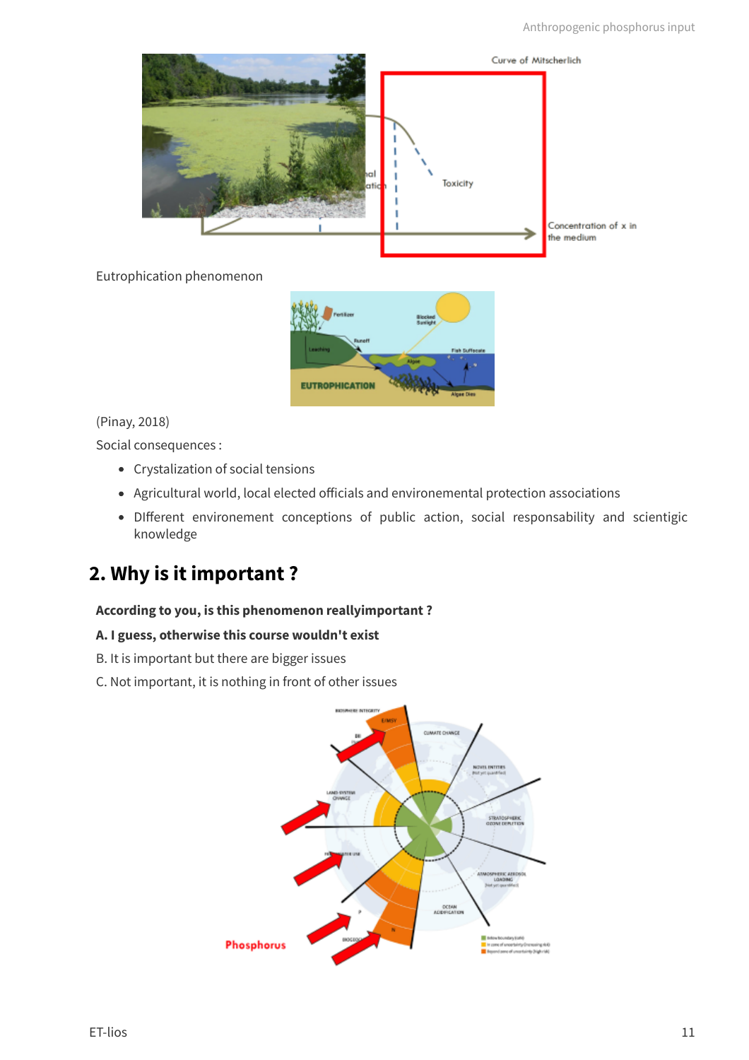Eutrophication phenomenon

(Pinay, 2018)

Social consequences :

- Crystalization of social tensions
- Agricultural world, local elected officials and environemental protection associations
- DIfferent environement conceptions of public action, social responsability and scientigic knowledge

## 2. Why is it important ?

**According to you, is this phenomenon reallyimportant ?**

**A. I guess, otherwise this course wouldn't exist**

B. It is important but there are bigger issues

C. Not important, it is nothing in front of other issues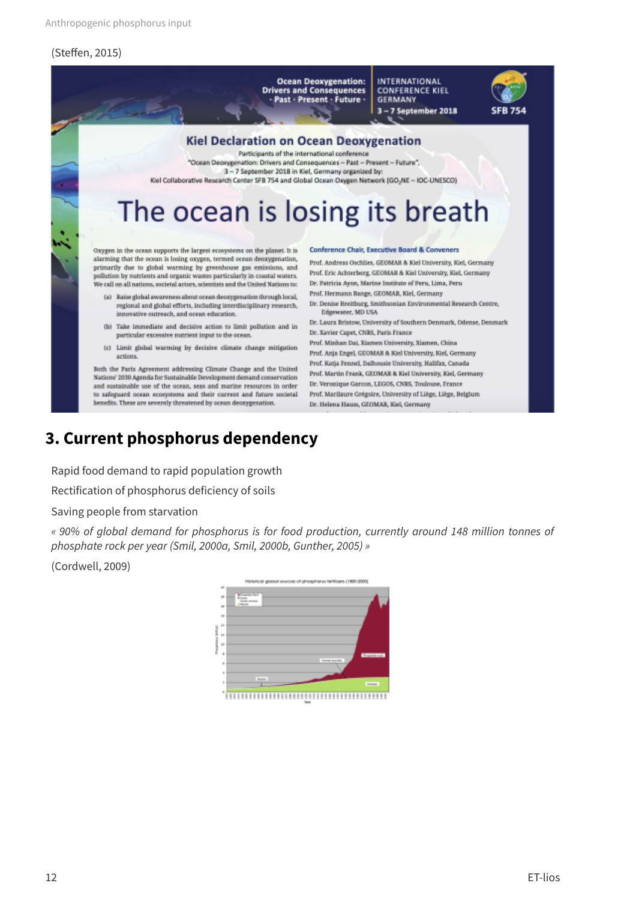(Steffen, 2015)

## 3. Current phosphorus dependency

Rapid food demand to rapid population growth

Rectification of phosphorus deficiency of soils

Saving people from starvation

*« 90% of global demand for phosphorus is for food production, currently around 148 million tonnes of phosphate rock per year (Smil, 2000a, Smil, 2000b, Gunther, 2005) »*

(Cordwell, 2009)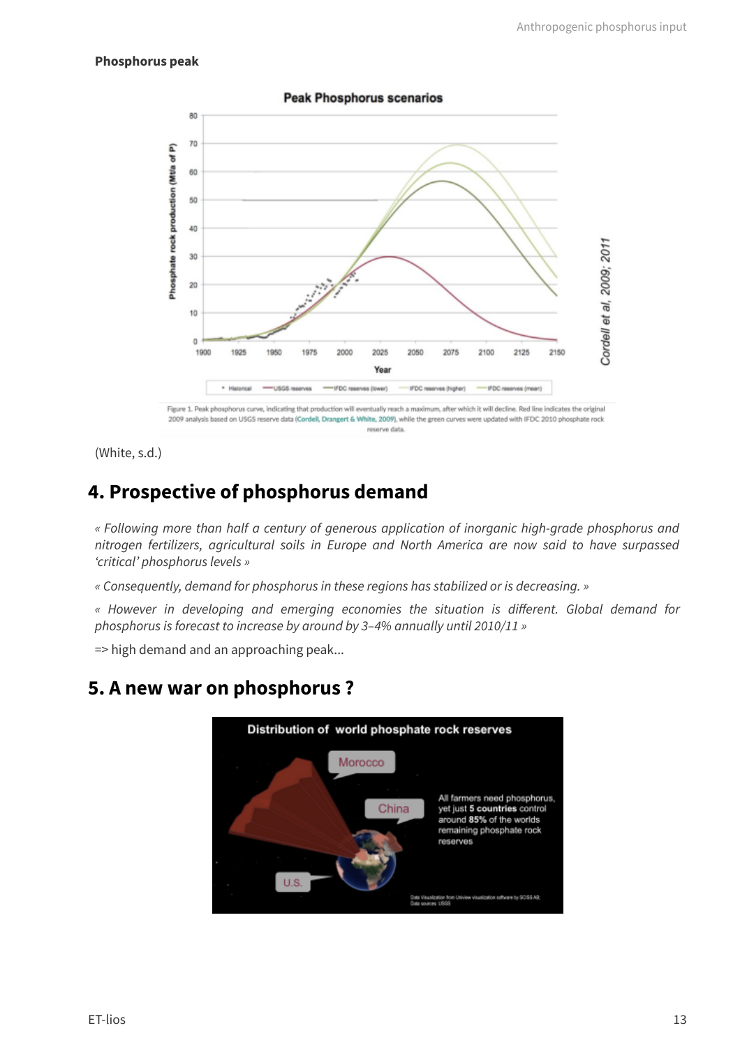**Phosphorus peak**

Figure 1. Peak phosphorus curve, indicating that production will eventually reach a maximum, after which it will decline. Red line indicates the original 2009 analysis based on USGS reserve data (Cordell, Drangert & White, 2009), while the green curves were updated with IFDC 2010 phosphate rock reserve data.

(White, s.d.)

## 4. Prospective of phosphorus demand

*« Following more than half a century of generous application of inorganic high-grade phosphorus and nitrogen fertilizers, agricultural soils in Europe and North America are now said to have surpassed 'critical' phosphorus levels »*

*« Consequently, demand for phosphorus in these regions has stabilized or is decreasing. »*

*« However in developing and emerging economies the situation is different. Global demand for phosphorus is forecast to increase by around by 3–4% annually until 2010/11 »*

=> high demand and an approaching peak...

## 5. A new war on phosphorus ?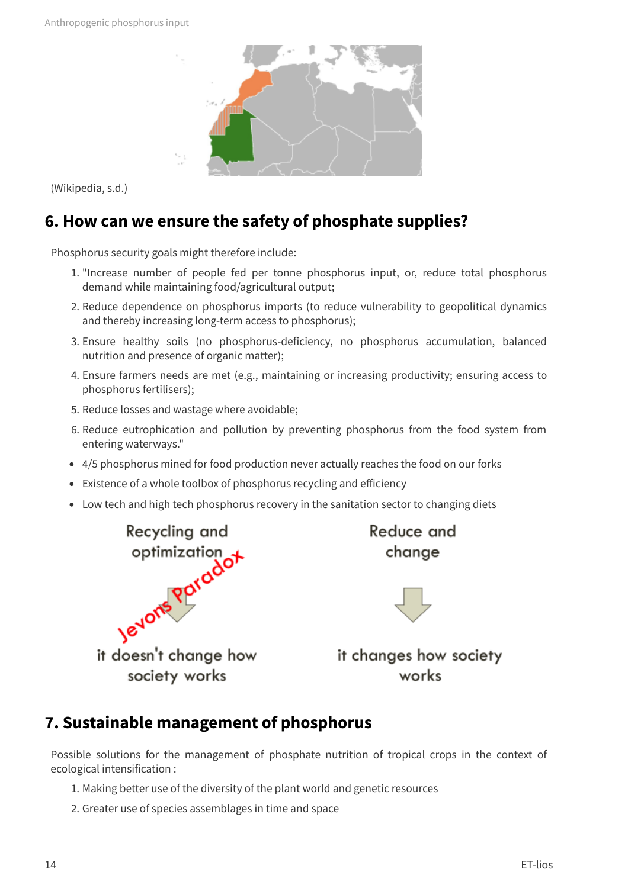(Wikipedia, s.d.)

## 6. How can we ensure the safety of phosphate supplies?

Phosphorus security goals might therefore include:

1. "Increase number of people fed per tonne phosphorus input, or, reduce total phosphorus demand while maintaining food/agricultural output;
2. Reduce dependence on phosphorus imports (to reduce vulnerability to geopolitical dynamics and thereby increasing long-term access to phosphorus);
3. Ensure healthy soils (no phosphorus-deficiency, no phosphorus accumulation, balanced nutrition and presence of organic matter);
4. Ensure farmers needs are met (e.g., maintaining or increasing productivity; ensuring access to phosphorus fertilisers);
5. Reduce losses and wastage where avoidable;
6. Reduce eutrophication and pollution by preventing phosphorus from the food system from entering waterways."

- 4/5 phosphorus mined for food production never actually reaches the food on our forks
- Existence of a whole toolbox of phosphorus recycling and efficiency
- Low tech and high tech phosphorus recovery in the sanitation sector to changing diets

| Recycling and optimization | Reduce and change |
|---|---|
| ↓ (Jevons Paradox) | ↓ |
| it doesn't change how society works | it changes how society works |

## 7. Sustainable management of phosphorus

Possible solutions for the management of phosphate nutrition of tropical crops in the context of ecological intensification :

1. Making better use of the diversity of the plant world and genetic resources
2. Greater use of species assemblages in time and space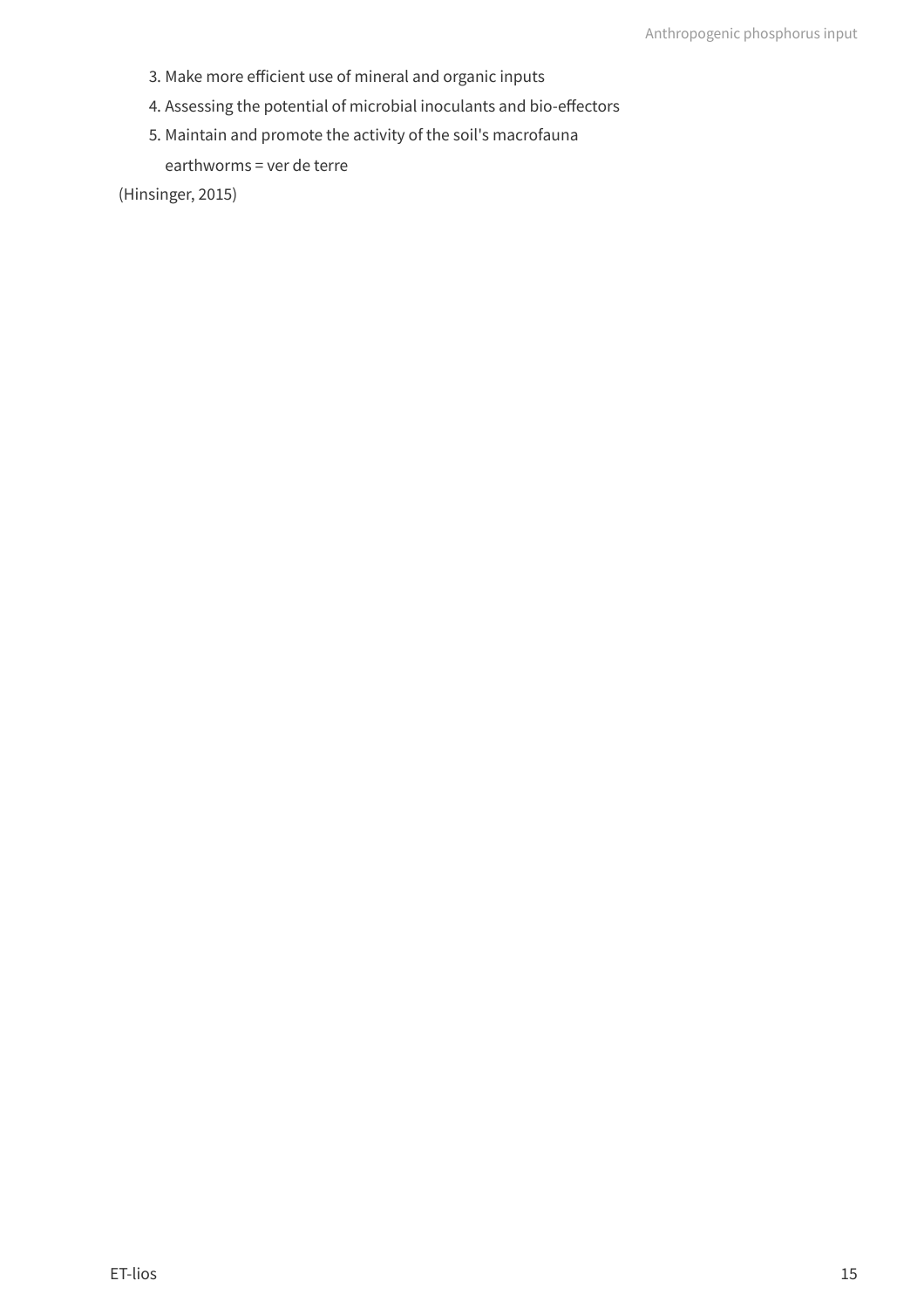3. Make more efficient use of mineral and organic inputs
4. Assessing the potential of microbial inoculants and bio-effectors
5. Maintain and promote the activity of the soil's macrofauna
   earthworms = ver de terre

(Hinsinger, 2015)